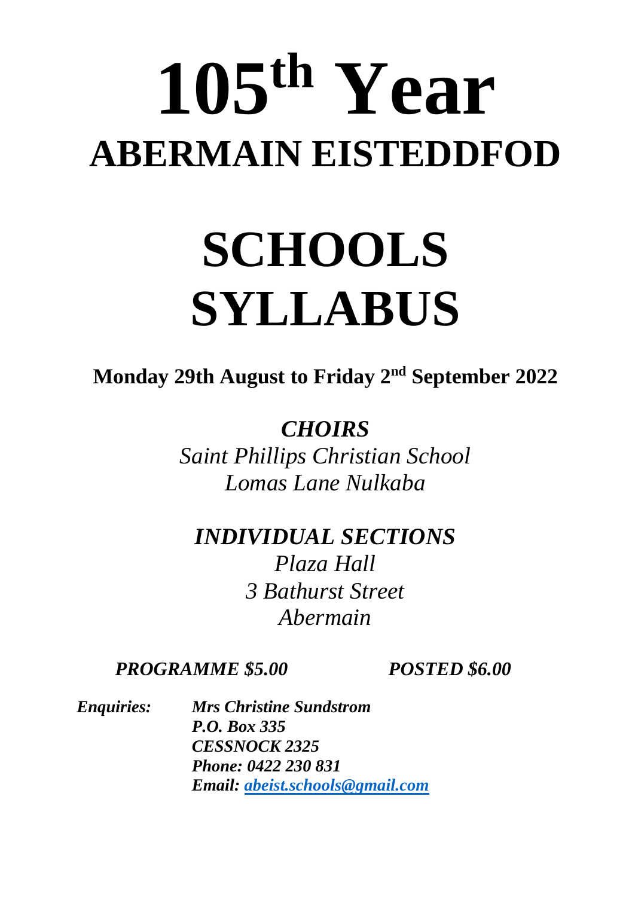# 105th Year

# ABERMAIN EISTEDDFOD

# SCHOOLS SYLLABUS

**Monday 29th August to Friday 2nd September 2022**

***CHOIRS***

*Saint Phillips Christian School*
*Lomas Lane Nulkaba*

***INDIVIDUAL SECTIONS***

*Plaza Hall*
*3 Bathurst Street*
*Abermain*

***PROGRAMME $5.00*** ***POSTED $6.00***

***Enquiries:*** ***Mrs Christine Sundstrom***
***P.O. Box 335***
***CESSNOCK 2325***
***Phone: 0422 230 831***
***Email: abeist.schools@gmail.com***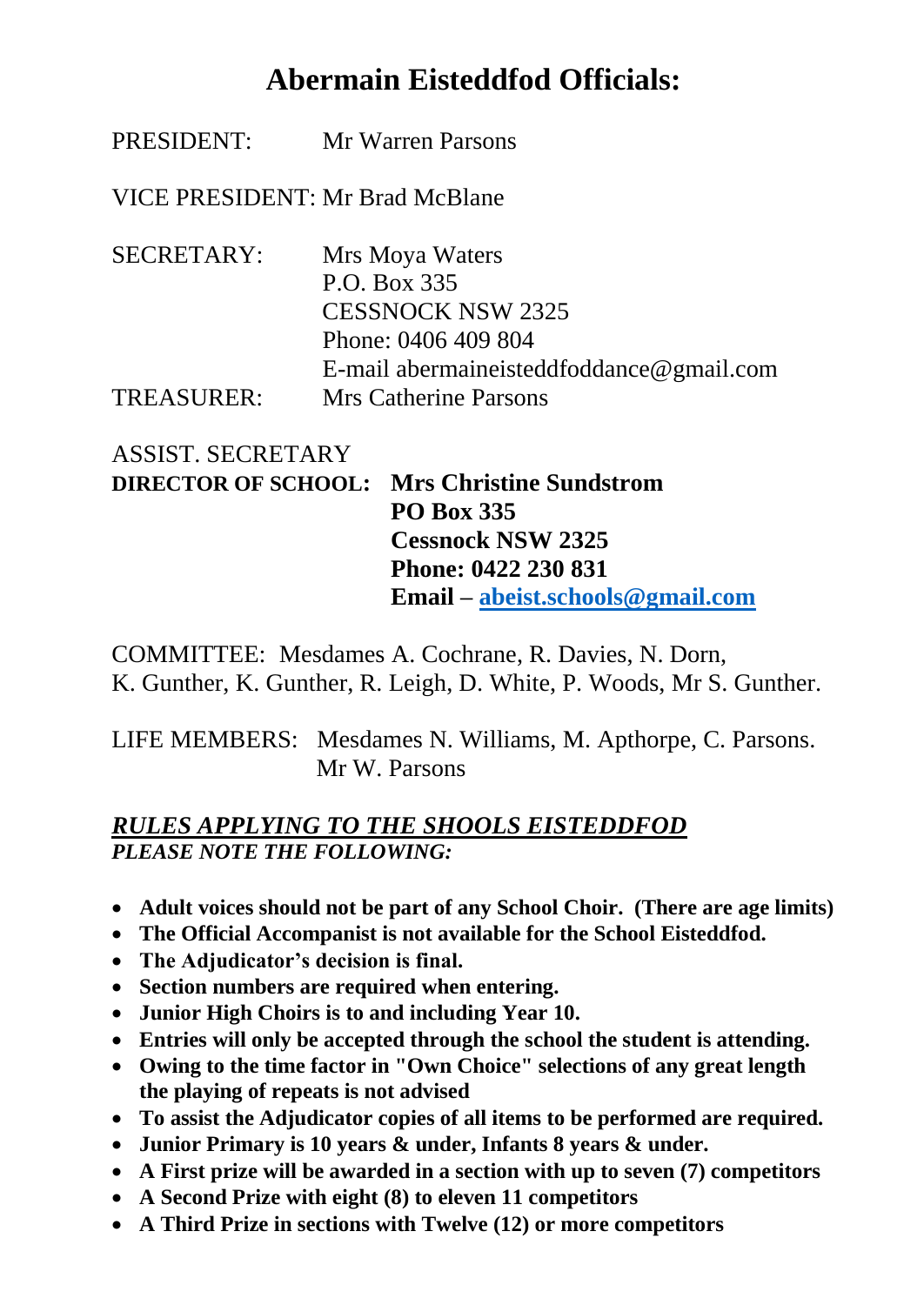# Abermain Eisteddfod Officials:

PRESIDENT: Mr Warren Parsons

VICE PRESIDENT: Mr Brad McBlane

SECRETARY: Mrs Moya Waters
P.O. Box 335
CESSNOCK NSW 2325
Phone: 0406 409 804
E-mail abermaineisteddfoddance@gmail.com

TREASURER: Mrs Catherine Parsons

ASSIST. SECRETARY
**DIRECTOR OF SCHOOL: Mrs Christine Sundstrom**
**PO Box 335**
**Cessnock NSW 2325**
**Phone: 0422 230 831**
**Email – abeist.schools@gmail.com**

COMMITTEE: Mesdames A. Cochrane, R. Davies, N. Dorn, K. Gunther, K. Gunther, R. Leigh, D. White, P. Woods, Mr S. Gunther.

LIFE MEMBERS: Mesdames N. Williams, M. Apthorpe, C. Parsons. Mr W. Parsons

***RULES APPLYING TO THE SHOOLS EISTEDDFOD***
***PLEASE NOTE THE FOLLOWING:***

- **Adult voices should not be part of any School Choir. (There are age limits)**
- **The Official Accompanist is not available for the School Eisteddfod.**
- **The Adjudicator's decision is final.**
- **Section numbers are required when entering.**
- **Junior High Choirs is to and including Year 10.**
- **Entries will only be accepted through the school the student is attending.**
- **Owing to the time factor in "Own Choice" selections of any great length the playing of repeats is not advised**
- **To assist the Adjudicator copies of all items to be performed are required.**
- **Junior Primary is 10 years & under, Infants 8 years & under.**
- **A First prize will be awarded in a section with up to seven (7) competitors**
- **A Second Prize with eight (8) to eleven 11 competitors**
- **A Third Prize in sections with Twelve (12) or more competitors**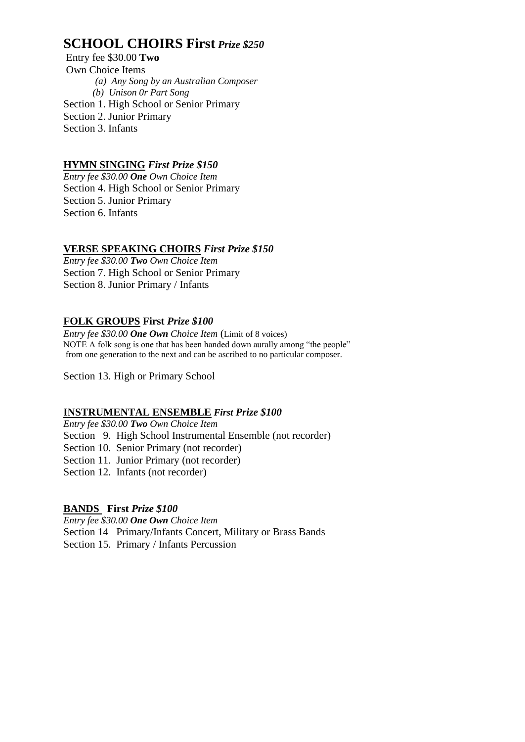## SCHOOL CHOIRS First *Prize $250*

Entry fee $30.00 **Two** Own Choice Items

*(a) Any Song by an Australian Composer*

*(b) Unison 0r Part Song*

Section 1. High School or Senior Primary

Section 2. Junior Primary

Section 3. Infants

### HYMN SINGING *First Prize $150*

*Entry fee $30.00 **One** Own Choice Item*

Section 4. High School or Senior Primary

Section 5. Junior Primary

Section 6. Infants

### VERSE SPEAKING CHOIRS *First Prize $150*

*Entry fee $30.00 **Two** Own Choice Item*

Section 7. High School or Senior Primary

Section 8. Junior Primary / Infants

### FOLK GROUPS First *Prize $100*

*Entry fee $30.00 **One Own** Choice Item* (Limit of 8 voices)

NOTE A folk song is one that has been handed down aurally among "the people" from one generation to the next and can be ascribed to no particular composer.

Section 13. High or Primary School

### INSTRUMENTAL ENSEMBLE *First Prize $100*

*Entry fee $30.00 **Two** Own Choice Item*

Section 9. High School Instrumental Ensemble (not recorder)

Section 10. Senior Primary (not recorder)

Section 11. Junior Primary (not recorder)

Section 12. Infants (not recorder)

### BANDS First *Prize $100*

*Entry fee $30.00 **One Own** Choice Item*

Section 14 Primary/Infants Concert, Military or Brass Bands

Section 15. Primary / Infants Percussion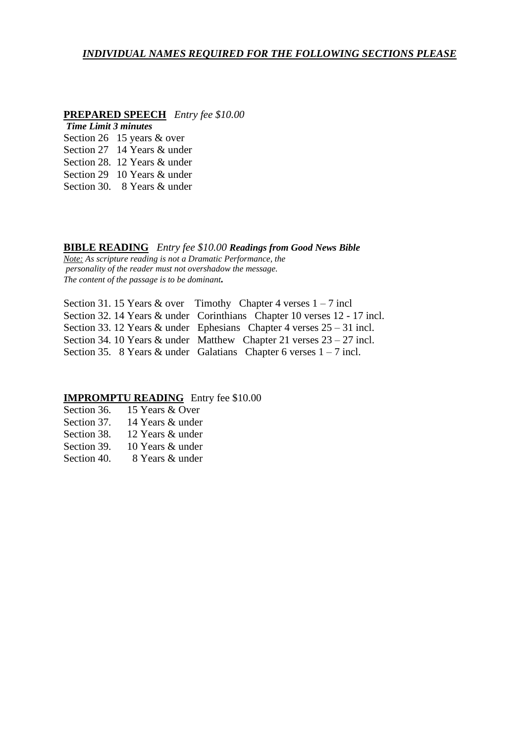***INDIVIDUAL NAMES REQUIRED FOR THE FOLLOWING SECTIONS PLEASE***

**PREPARED SPEECH** *Entry fee $10.00*
***Time Limit 3 minutes***
Section 26 15 years & over
Section 27 14 Years & under
Section 28. 12 Years & under
Section 29 10 Years & under
Section 30. 8 Years & under

**BIBLE READING** *Entry fee $10.00* ***Readings from Good News Bible***
*Note: As scripture reading is not a Dramatic Performance, the personality of the reader must not overshadow the message. The content of the passage is to be dominant.*

Section 31. 15 Years & over Timothy Chapter 4 verses 1 – 7 incl
Section 32. 14 Years & under Corinthians Chapter 10 verses 12 - 17 incl.
Section 33. 12 Years & under Ephesians Chapter 4 verses 25 – 31 incl.
Section 34. 10 Years & under Matthew Chapter 21 verses 23 – 27 incl.
Section 35. 8 Years & under Galatians Chapter 6 verses 1 – 7 incl.

**IMPROMPTU READING** Entry fee $10.00
Section 36. 15 Years & Over
Section 37. 14 Years & under
Section 38. 12 Years & under
Section 39. 10 Years & under
Section 40. 8 Years & under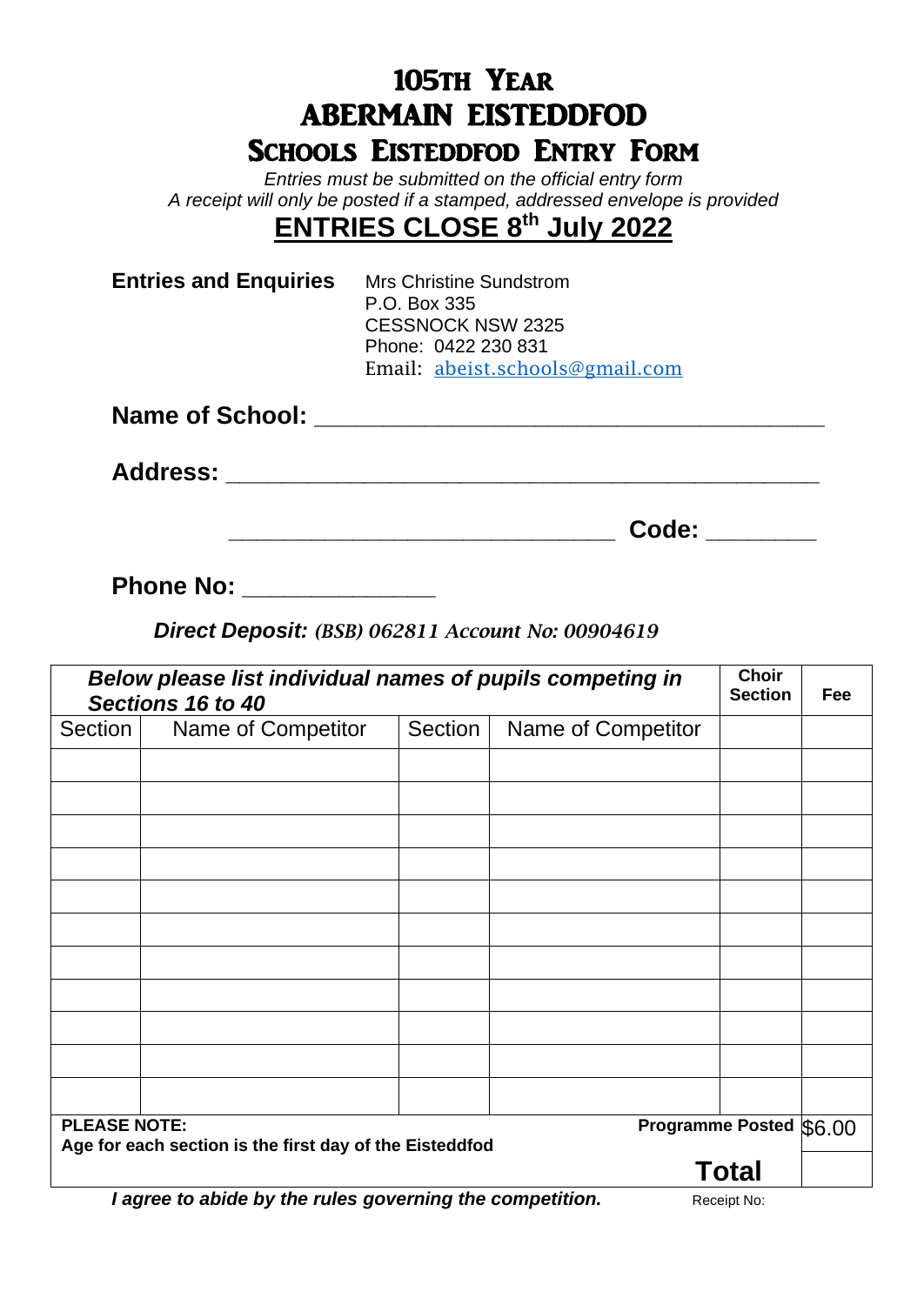# 105th Year
# ABERMAIN EISTEDDFOD
## Schools Eisteddfod Entry Form

*Entries must be submitted on the official entry form*
*A receipt will only be posted if a stamped, addressed envelope is provided*

## ENTRIES CLOSE 8th July 2022

**Entries and Enquiries**

Mrs Christine Sundstrom
P.O. Box 335
CESSNOCK NSW 2325
Phone: 0422 230 831
Email: abeist.schools@gmail.com

**Name of School:** ________________________________________

**Address:** ________________________________________________

______________________________ **Code:** ________

**Phone No:** _______________

***Direct Deposit:*** *(BSB) 062811 Account No: 00904619*

| ***Below please list individual names of pupils competing in Sections 16 to 40*** | | | | **Choir Section** | **Fee** |
|---|---|---|---|---|---|
| Section | Name of Competitor | Section | Name of Competitor | | |
| | | | | | |
| | | | | | |
| | | | | | |
| | | | | | |
| | | | | | |
| | | | | | |
| | | | | | |
| | | | | | |
| | | | | | |
| | | | | | |
| | | | | | |
| **PLEASE NOTE:** **Age for each section is the first day of the Eisteddfod** | | | | **Programme Posted** | $6.00 |
| | | | | **Total** | |

***I agree to abide by the rules governing the competition.***

Receipt No: